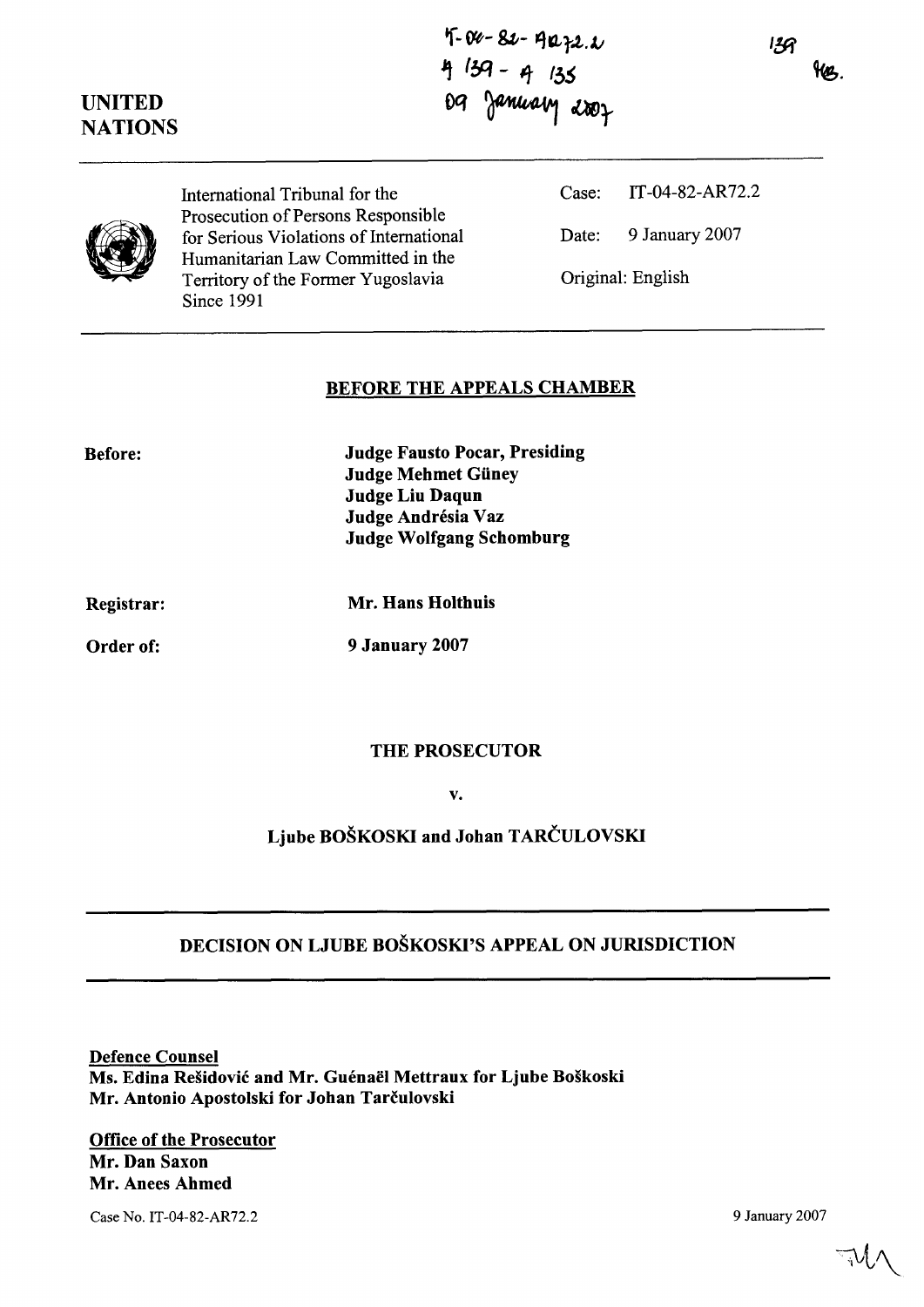IT-04-82-AR72.2
A 139 - A 135
09 January 2007

139

UNITED NATIONS

International Tribunal for the Prosecution of Persons Responsible for Serious Violations of International Humanitarian Law Committed in the Territory of the Former Yugoslavia Since 1991

Case: IT-04-82-AR72.2

Date: 9 January 2007

Original: English

## BEFORE THE APPEALS CHAMBER

**Before:**

**Judge Fausto Pocar, Presiding**
**Judge Mehmet Güney**
**Judge Liu Daqun**
**Judge Andrésia Vaz**
**Judge Wolfgang Schomburg**

**Registrar:** **Mr. Hans Holthuis**

**Order of:** **9 January 2007**

**THE PROSECUTOR**

**v.**

**Ljube BOŠKOSKI and Johan TARČULOVSKI**

## DECISION ON LJUBE BOŠKOSKI'S APPEAL ON JURISDICTION

**Defence Counsel**
**Ms. Edina Rešidović and Mr. Guénaël Mettraux for Ljube Boškoski**
**Mr. Antonio Apostolski for Johan Tarčulovski**

**Office of the Prosecutor**
**Mr. Dan Saxon**
**Mr. Anees Ahmed**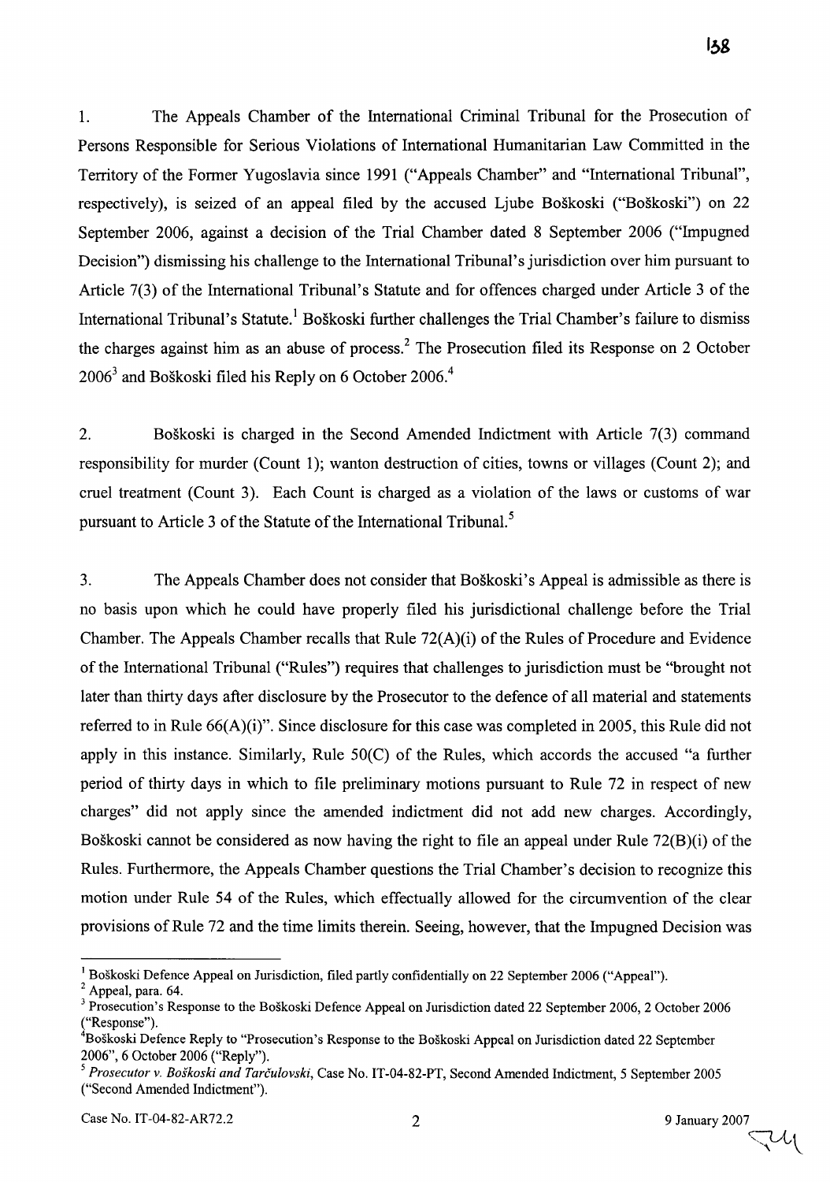1. The Appeals Chamber of the International Criminal Tribunal for the Prosecution of Persons Responsible for Serious Violations of International Humanitarian Law Committed in the Territory of the Former Yugoslavia since 1991 ("Appeals Chamber" and "International Tribunal", respectively), is seized of an appeal filed by the accused Ljube Boškoski ("Boškoski") on 22 September 2006, against a decision of the Trial Chamber dated 8 September 2006 ("Impugned Decision") dismissing his challenge to the International Tribunal's jurisdiction over him pursuant to Article 7(3) of the International Tribunal's Statute and for offences charged under Article 3 of the International Tribunal's Statute.[1] Boškoski further challenges the Trial Chamber's failure to dismiss the charges against him as an abuse of process.[2] The Prosecution filed its Response on 2 October 2006[3] and Boškoski filed his Reply on 6 October 2006.[4]

2. Boškoski is charged in the Second Amended Indictment with Article 7(3) command responsibility for murder (Count 1); wanton destruction of cities, towns or villages (Count 2); and cruel treatment (Count 3). Each Count is charged as a violation of the laws or customs of war pursuant to Article 3 of the Statute of the International Tribunal.[5]

3. The Appeals Chamber does not consider that Boškoski's Appeal is admissible as there is no basis upon which he could have properly filed his jurisdictional challenge before the Trial Chamber. The Appeals Chamber recalls that Rule 72(A)(i) of the Rules of Procedure and Evidence of the International Tribunal ("Rules") requires that challenges to jurisdiction must be "brought not later than thirty days after disclosure by the Prosecutor to the defence of all material and statements referred to in Rule 66(A)(i)". Since disclosure for this case was completed in 2005, this Rule did not apply in this instance. Similarly, Rule 50(C) of the Rules, which accords the accused "a further period of thirty days in which to file preliminary motions pursuant to Rule 72 in respect of new charges" did not apply since the amended indictment did not add new charges. Accordingly, Boškoski cannot be considered as now having the right to file an appeal under Rule 72(B)(i) of the Rules. Furthermore, the Appeals Chamber questions the Trial Chamber's decision to recognize this motion under Rule 54 of the Rules, which effectually allowed for the circumvention of the clear provisions of Rule 72 and the time limits therein. Seeing, however, that the Impugned Decision was

---

[1] Boškoski Defence Appeal on Jurisdiction, filed partly confidentially on 22 September 2006 ("Appeal").

[2] Appeal, para. 64.

[3] Prosecution's Response to the Boškoski Defence Appeal on Jurisdiction dated 22 September 2006, 2 October 2006 ("Response").

[4] Boškoski Defence Reply to "Prosecution's Response to the Boškoski Appeal on Jurisdiction dated 22 September 2006", 6 October 2006 ("Reply").

[5] *Prosecutor v. Boškoski and Tarčulovski*, Case No. IT-04-82-PT, Second Amended Indictment, 5 September 2005 ("Second Amended Indictment").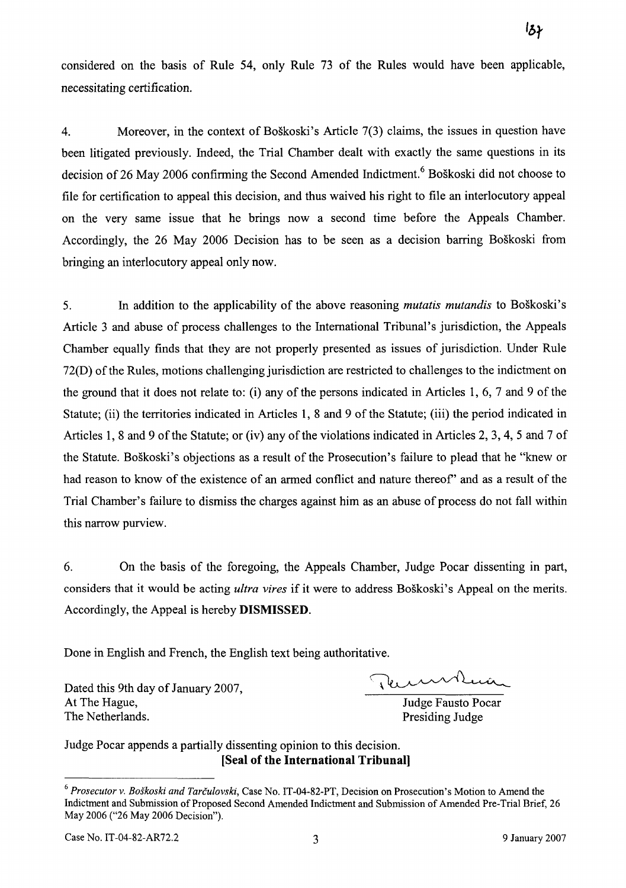considered on the basis of Rule 54, only Rule 73 of the Rules would have been applicable, necessitating certification.

4. Moreover, in the context of Boškoski's Article 7(3) claims, the issues in question have been litigated previously. Indeed, the Trial Chamber dealt with exactly the same questions in its decision of 26 May 2006 confirming the Second Amended Indictment.[6] Boškoski did not choose to file for certification to appeal this decision, and thus waived his right to file an interlocutory appeal on the very same issue that he brings now a second time before the Appeals Chamber. Accordingly, the 26 May 2006 Decision has to be seen as a decision barring Boškoski from bringing an interlocutory appeal only now.

5. In addition to the applicability of the above reasoning *mutatis mutandis* to Boškoski's Article 3 and abuse of process challenges to the International Tribunal's jurisdiction, the Appeals Chamber equally finds that they are not properly presented as issues of jurisdiction. Under Rule 72(D) of the Rules, motions challenging jurisdiction are restricted to challenges to the indictment on the ground that it does not relate to: (i) any of the persons indicated in Articles 1, 6, 7 and 9 of the Statute; (ii) the territories indicated in Articles 1, 8 and 9 of the Statute; (iii) the period indicated in Articles 1, 8 and 9 of the Statute; or (iv) any of the violations indicated in Articles 2, 3, 4, 5 and 7 of the Statute. Boškoski's objections as a result of the Prosecution's failure to plead that he "knew or had reason to know of the existence of an armed conflict and nature thereof" and as a result of the Trial Chamber's failure to dismiss the charges against him as an abuse of process do not fall within this narrow purview.

6. On the basis of the foregoing, the Appeals Chamber, Judge Pocar dissenting in part, considers that it would be acting *ultra vires* if it were to address Boškoski's Appeal on the merits. Accordingly, the Appeal is hereby **DISMISSED**.

Done in English and French, the English text being authoritative.

Dated this 9th day of January 2007,
At The Hague,
The Netherlands.

Judge Fausto Pocar
Presiding Judge

Judge Pocar appends a partially dissenting opinion to this decision.

**[Seal of the International Tribunal]**

---

[6] *Prosecutor v. Boškoski and Tarčulovski*, Case No. IT-04-82-PT, Decision on Prosecution's Motion to Amend the Indictment and Submission of Proposed Second Amended Indictment and Submission of Amended Pre-Trial Brief, 26 May 2006 ("26 May 2006 Decision").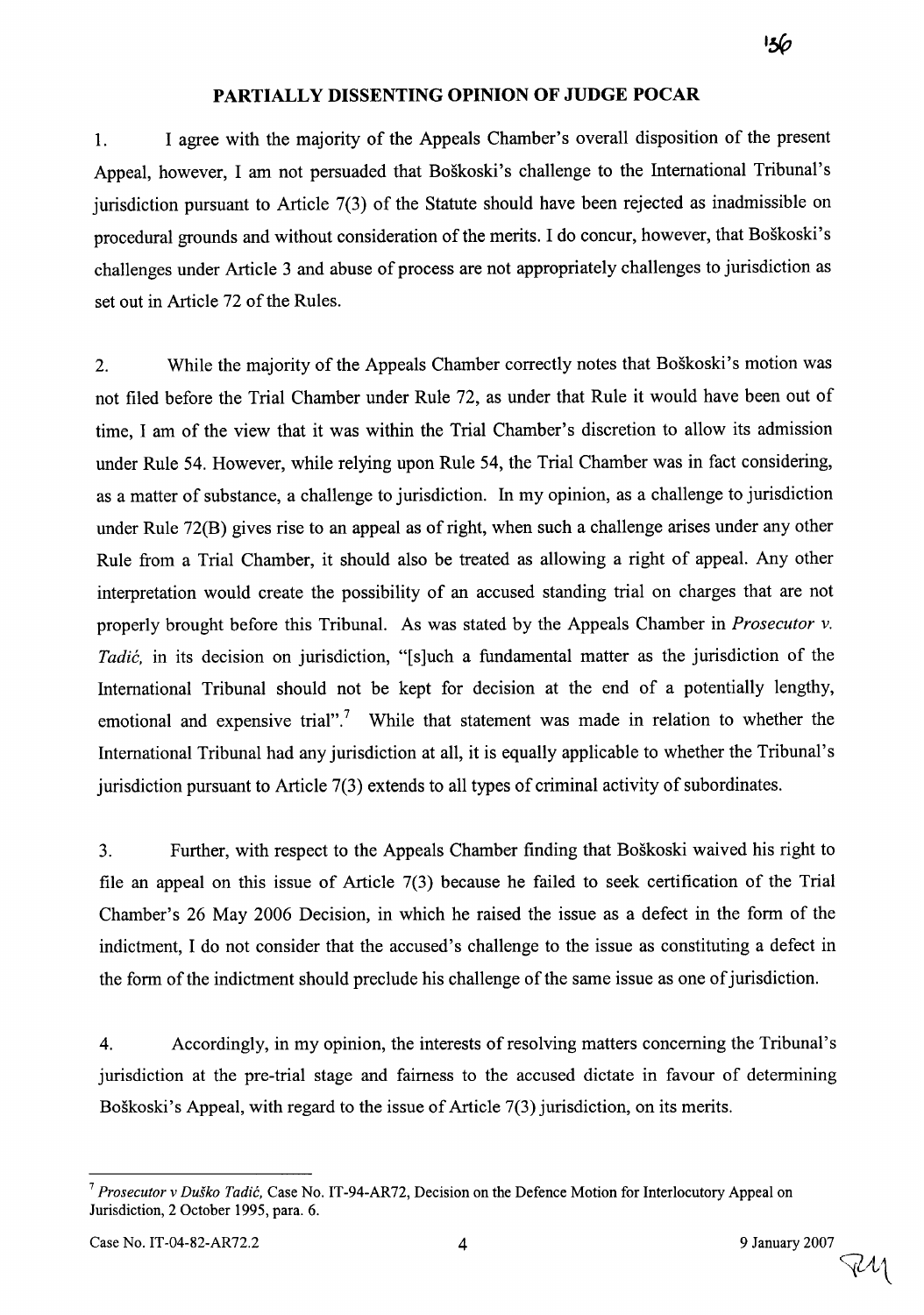## PARTIALLY DISSENTING OPINION OF JUDGE POCAR

1. I agree with the majority of the Appeals Chamber's overall disposition of the present Appeal, however, I am not persuaded that Boškoski's challenge to the International Tribunal's jurisdiction pursuant to Article 7(3) of the Statute should have been rejected as inadmissible on procedural grounds and without consideration of the merits. I do concur, however, that Boškoski's challenges under Article 3 and abuse of process are not appropriately challenges to jurisdiction as set out in Article 72 of the Rules.

2. While the majority of the Appeals Chamber correctly notes that Boškoski's motion was not filed before the Trial Chamber under Rule 72, as under that Rule it would have been out of time, I am of the view that it was within the Trial Chamber's discretion to allow its admission under Rule 54. However, while relying upon Rule 54, the Trial Chamber was in fact considering, as a matter of substance, a challenge to jurisdiction. In my opinion, as a challenge to jurisdiction under Rule 72(B) gives rise to an appeal as of right, when such a challenge arises under any other Rule from a Trial Chamber, it should also be treated as allowing a right of appeal. Any other interpretation would create the possibility of an accused standing trial on charges that are not properly brought before this Tribunal. As was stated by the Appeals Chamber in *Prosecutor v. Tadić,* in its decision on jurisdiction, "[s]uch a fundamental matter as the jurisdiction of the International Tribunal should not be kept for decision at the end of a potentially lengthy, emotional and expensive trial".[7] While that statement was made in relation to whether the International Tribunal had any jurisdiction at all, it is equally applicable to whether the Tribunal's jurisdiction pursuant to Article 7(3) extends to all types of criminal activity of subordinates.

3. Further, with respect to the Appeals Chamber finding that Boškoski waived his right to file an appeal on this issue of Article 7(3) because he failed to seek certification of the Trial Chamber's 26 May 2006 Decision, in which he raised the issue as a defect in the form of the indictment, I do not consider that the accused's challenge to the issue as constituting a defect in the form of the indictment should preclude his challenge of the same issue as one of jurisdiction.

4. Accordingly, in my opinion, the interests of resolving matters concerning the Tribunal's jurisdiction at the pre-trial stage and fairness to the accused dictate in favour of determining Boškoski's Appeal, with regard to the issue of Article 7(3) jurisdiction, on its merits.

---

[7] *Prosecutor v Duško Tadić,* Case No. IT-94-AR72, Decision on the Defence Motion for Interlocutory Appeal on Jurisdiction, 2 October 1995, para. 6.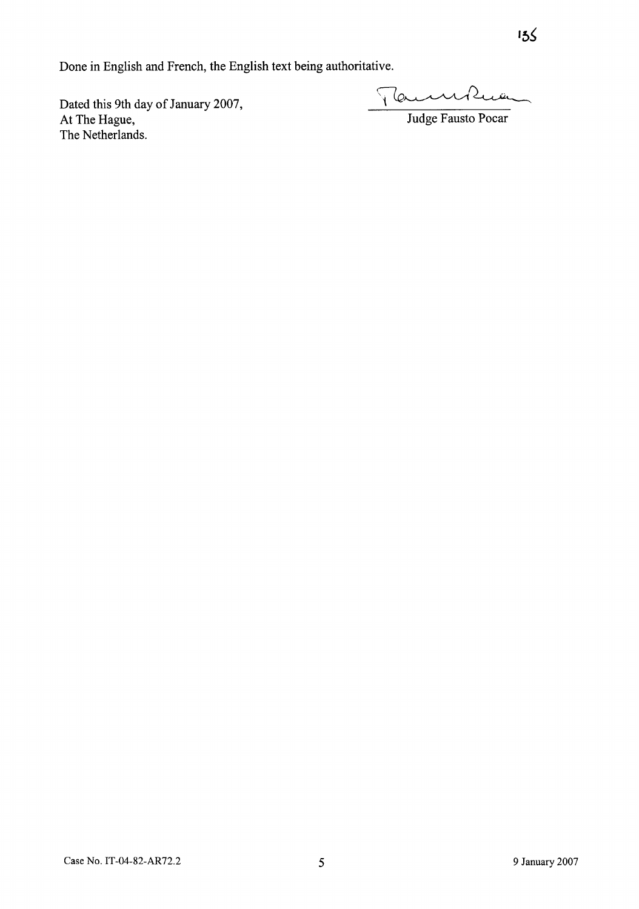Done in English and French, the English text being authoritative.

Dated this 9th day of January 2007,
At The Hague,
The Netherlands.

Judge Fausto Pocar